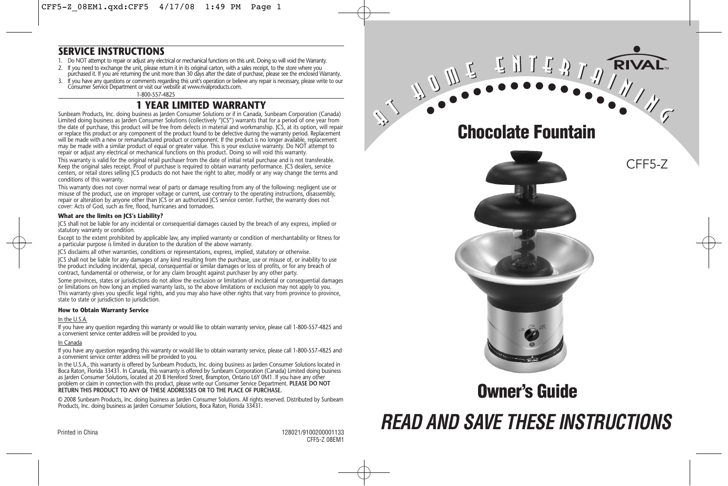## SERVICE INSTRUCTIONS

1. Do NOT attempt to repair or adjust any electrical or mechanical functions on this unit. Doing so will void the Warranty.
2. If you need to exchange the unit, please return it in its original carton, with a sales receipt, to the store where you purchased it. If you are returning the unit more than 30 days after the date of purchase, please see the enclosed Warranty.
3. If you have any questions or comments regarding this unit's operation or believe any repair is necessary, please write to our Consumer Service Department or visit our website at www.rivalproducts.com.

1-800-557-4825

## 1 YEAR LIMITED WARRANTY

Sunbeam Products, Inc. doing business as Jarden Consumer Solutions or if in Canada, Sunbeam Corporation (Canada) Limited doing business as Jarden Consumer Solutions (collectively "JCS") warrants that for a period of one year from the date of purchase, this product will be free from defects in material and workmanship. JCS, at its option, will repair or replace this product or any component of the product found to be defective during the warranty period. Replacement will be made with a new or remanufactured product or component. If the product is no longer available, replacement may be made with a similar product of equal or greater value. This is your exclusive warranty. Do NOT attempt to repair or adjust any electrical or mechanical functions on this product. Doing so will void this warranty.

This warranty is valid for the original retail purchaser from the date of initial retail purchase and is not transferable. Keep the original sales receipt. Proof of purchase is required to obtain warranty performance. JCS dealers, service centers, or retail stores selling JCS products do not have the right to alter, modify or any way change the terms and conditions of this warranty.

This warranty does not cover normal wear of parts or damage resulting from any of the following: negligent use or misuse of the product, use on improper voltage or current, use contrary to the operating instructions, disassembly, repair or alteration by anyone other than JCS or an authorized JCS service center. Further, the warranty does not cover: Acts of God, such as fire, flood, hurricanes and tornadoes.

#### What are the limits on JCS's Liability?

JCS shall not be liable for any incidental or consequential damages caused by the breach of any express, implied or statutory warranty or condition.

Except to the extent prohibited by applicable law, any implied warranty or condition of merchantability or fitness for a particular purpose is limited in duration to the duration of the above warranty.

JCS disclaims all other warranties, conditions or representations, express, implied, statutory or otherwise.

JCS shall not be liable for any damages of any kind resulting from the purchase, use or misuse of, or inability to use the product including incidental, special, consequential or similar damages or loss of profits, or for any breach of contract, fundamental or otherwise, or for any claim brought against purchaser by any other party.

Some provinces, states or jurisdictions do not allow the exclusion or limitation of incidental or consequential damages or limitations on how long an implied warranty lasts, so the above limitations or exclusion may not apply to you. This warranty gives you specific legal rights, and you may also have other rights that vary from province to province, state to state or jurisdiction to jurisdiction.

#### How to Obtain Warranty Service

In the U.S.A.

If you have any question regarding this warranty or would like to obtain warranty service, please call 1-800-557-4825 and a convenient service center address will be provided to you.

In Canada

If you have any question regarding this warranty or would like to obtain warranty service, please call 1-800-557-4825 and a convenient service center address will be provided to you.

In the U.S.A., this warranty is offered by Sunbeam Products, Inc. doing business as Jarden Consumer Solutions located in Boca Raton, Florida 33431. In Canada, this warranty is offered by Sunbeam Corporation (Canada) Limited doing business as Jarden Consumer Solutions, located at 20 B Hereford Street, Brampton, Ontario L6Y 0M1. If you have any other problem or claim in connection with this product, please write our Consumer Service Department. **PLEASE DO NOT RETURN THIS PRODUCT TO ANY OF THESE ADDRESSES OR TO THE PLACE OF PURCHASE.**

© 2008 Sunbeam Products, Inc. doing business as Jarden Consumer Solutions. All rights reserved. Distributed by Sunbeam Products, Inc. doing business as Jarden Consumer Solutions, Boca Raton, Florida 33431.

Printed in China

128021/9100200001133
CFF5-Z 08EM1

AT HOME ENTERTAINING

RIVAL™

# Chocolate Fountain

CFF5-Z

# Owner's Guide

## *READ AND SAVE THESE INSTRUCTIONS*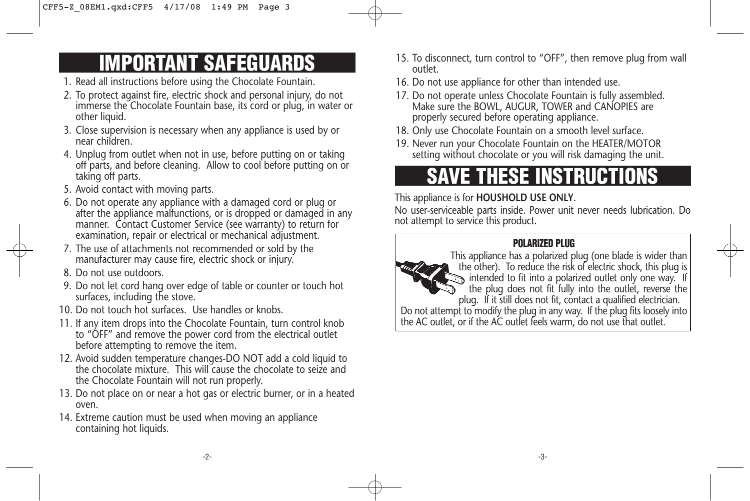# IMPORTANT SAFEGUARDS

1. Read all instructions before using the Chocolate Fountain.
2. To protect against fire, electric shock and personal injury, do not immerse the Chocolate Fountain base, its cord or plug, in water or other liquid.
3. Close supervision is necessary when any appliance is used by or near children.
4. Unplug from outlet when not in use, before putting on or taking off parts, and before cleaning. Allow to cool before putting on or taking off parts.
5. Avoid contact with moving parts.
6. Do not operate any appliance with a damaged cord or plug or after the appliance malfunctions, or is dropped or damaged in any manner. Contact Customer Service (see warranty) to return for examination, repair or electrical or mechanical adjustment.
7. The use of attachments not recommended or sold by the manufacturer may cause fire, electric shock or injury.
8. Do not use outdoors.
9. Do not let cord hang over edge of table or counter or touch hot surfaces, including the stove.
10. Do not touch hot surfaces. Use handles or knobs.
11. If any item drops into the Chocolate Fountain, turn control knob to "OFF" and remove the power cord from the electrical outlet before attempting to remove the item.
12. Avoid sudden temperature changes-DO NOT add a cold liquid to the chocolate mixture. This will cause the chocolate to seize and the Chocolate Fountain will not run properly.
13. Do not place on or near a hot gas or electric burner, or in a heated oven.
14. Extreme caution must be used when moving an appliance containing hot liquids.
15. To disconnect, turn control to "OFF", then remove plug from wall outlet.
16. Do not use appliance for other than intended use.
17. Do not operate unless Chocolate Fountain is fully assembled. Make sure the BOWL, AUGUR, TOWER and CANOPIES are properly secured before operating appliance.
18. Only use Chocolate Fountain on a smooth level surface.
19. Never run your Chocolate Fountain on the HEATER/MOTOR setting without chocolate or you will risk damaging the unit.

# SAVE THESE INSTRUCTIONS

This appliance is for **HOUSHOLD USE ONLY**.

No user-serviceable parts inside. Power unit never needs lubrication. Do not attempt to service this product.

**POLARIZED PLUG**

This appliance has a polarized plug (one blade is wider than the other). To reduce the risk of electric shock, this plug is intended to fit into a polarized outlet only one way. If the plug does not fit fully into the outlet, reverse the plug. If it still does not fit, contact a qualified electrician. Do not attempt to modify the plug in any way. If the plug fits loosely into the AC outlet, or if the AC outlet feels warm, do not use that outlet.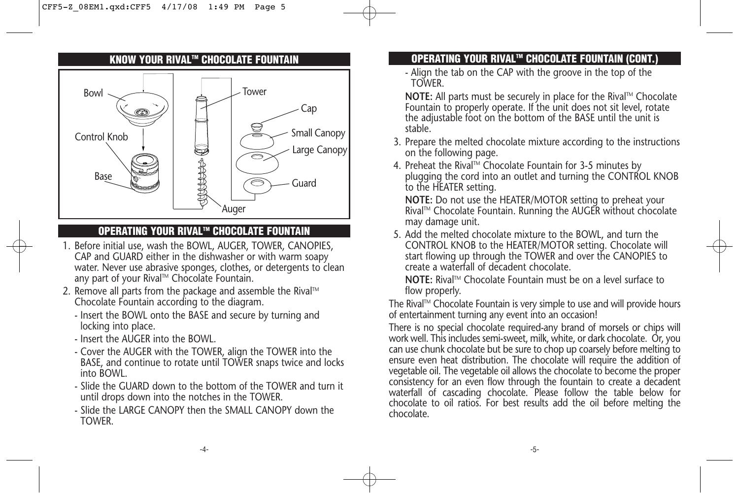## KNOW YOUR RIVAL™ CHOCOLATE FOUNTAIN

Bowl

Control Knob

Base

Tower

Auger

Cap

Small Canopy

Large Canopy

Guard

## OPERATING YOUR RIVAL™ CHOCOLATE FOUNTAIN

1. Before initial use, wash the BOWL, AUGER, TOWER, CANOPIES, CAP and GUARD either in the dishwasher or with warm soapy water. Never use abrasive sponges, clothes, or detergents to clean any part of your Rival™ Chocolate Fountain.
2. Remove all parts from the package and assemble the Rival™ Chocolate Fountain according to the diagram.
   - Insert the BOWL onto the BASE and secure by turning and locking into place.
   - Insert the AUGER into the BOWL.
   - Cover the AUGER with the TOWER, align the TOWER into the BASE, and continue to rotate until TOWER snaps twice and locks into BOWL.
   - Slide the GUARD down to the bottom of the TOWER and turn it until drops down into the notches in the TOWER.
   - Slide the LARGE CANOPY then the SMALL CANOPY down the TOWER.

## OPERATING YOUR RIVAL™ CHOCOLATE FOUNTAIN (CONT.)

   - Align the tab on the CAP with the groove in the top of the TOWER.

   **NOTE:** All parts must be securely in place for the Rival™ Chocolate Fountain to properly operate. If the unit does not sit level, rotate the adjustable foot on the bottom of the BASE until the unit is stable.
3. Prepare the melted chocolate mixture according to the instructions on the following page.
4. Preheat the Rival™ Chocolate Fountain for 3-5 minutes by plugging the cord into an outlet and turning the CONTROL KNOB to the HEATER setting.

   **NOTE:** Do not use the HEATER/MOTOR setting to preheat your Rival™ Chocolate Fountain. Running the AUGER without chocolate may damage unit.
5. Add the melted chocolate mixture to the BOWL, and turn the CONTROL KNOB to the HEATER/MOTOR setting. Chocolate will start flowing up through the TOWER and over the CANOPIES to create a waterfall of decadent chocolate.

   **NOTE:** Rival™ Chocolate Fountain must be on a level surface to flow properly.

The Rival™ Chocolate Fountain is very simple to use and will provide hours of entertainment turning any event into an occasion!

There is no special chocolate required-any brand of morsels or chips will work well. This includes semi-sweet, milk, white, or dark chocolate. Or, you can use chunk chocolate but be sure to chop up coarsely before melting to ensure even heat distribution. The chocolate will require the addition of vegetable oil. The vegetable oil allows the chocolate to become the proper consistency for an even flow through the fountain to create a decadent waterfall of cascading chocolate. Please follow the table below for chocolate to oil ratios. For best results add the oil before melting the chocolate.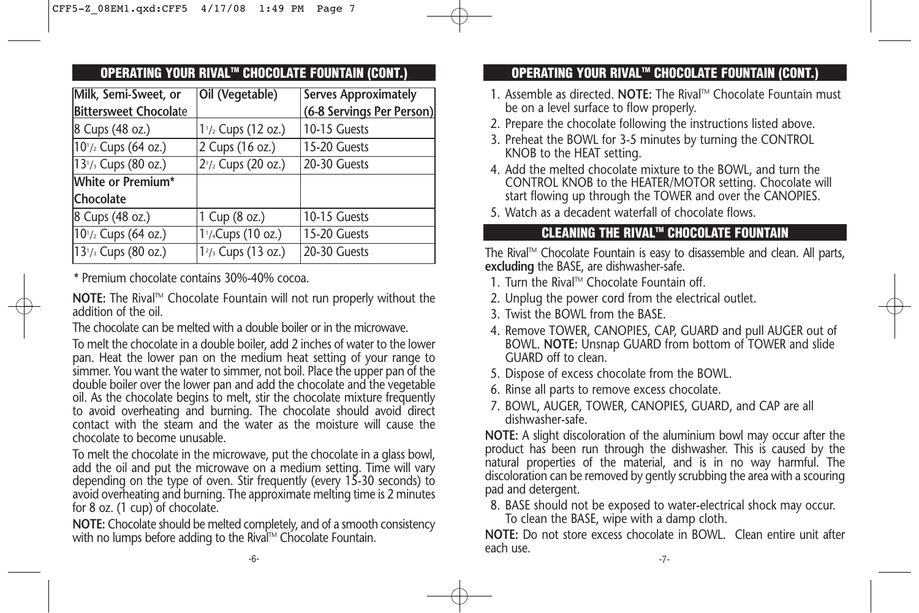## OPERATING YOUR RIVAL™ CHOCOLATE FOUNTAIN (CONT.)

| Milk, Semi-Sweet, or Bittersweet Chocolate | Oil (Vegetable) | Serves Approximately (6-8 Servings Per Person) |
|---|---|---|
| 8 Cups (48 oz.) | 1 1/2 Cups (12 oz.) | 10-15 Guests |
| 10 1/2 Cups (64 oz.) | 2 Cups (16 oz.) | 15-20 Guests |
| 13 1/3 Cups (80 oz.) | 2 1/2 Cups (20 oz.) | 20-30 Guests |
| **White or Premium* Chocolate** | | |
| 8 Cups (48 oz.) | 1 Cup (8 oz.) | 10-15 Guests |
| 10 1/2 Cups (64 oz.) | 1 1/4 Cups (10 oz.) | 15-20 Guests |
| 13 1/3 Cups (80 oz.) | 1 2/3 Cups (13 oz.) | 20-30 Guests |

\* Premium chocolate contains 30%-40% cocoa.

**NOTE:** The Rival™ Chocolate Fountain will not run properly without the addition of the oil.

The chocolate can be melted with a double boiler or in the microwave.

To melt the chocolate in a double boiler, add 2 inches of water to the lower pan. Heat the lower pan on the medium heat setting of your range to simmer. You want the water to simmer, not boil. Place the upper pan of the double boiler over the lower pan and add the chocolate and the vegetable oil. As the chocolate begins to melt, stir the chocolate mixture frequently to avoid overheating and burning. The chocolate should avoid direct contact with the steam and the water as the moisture will cause the chocolate to become unusable.

To melt the chocolate in the microwave, put the chocolate in a glass bowl, add the oil and put the microwave on a medium setting. Time will vary depending on the type of oven. Stir frequently (every 15-30 seconds) to avoid overheating and burning. The approximate melting time is 2 minutes for 8 oz. (1 cup) of chocolate.

**NOTE:** Chocolate should be melted completely, and of a smooth consistency with no lumps before adding to the Rival™ Chocolate Fountain.

## OPERATING YOUR RIVAL™ CHOCOLATE FOUNTAIN (CONT.)

1. Assemble as directed. **NOTE:** The Rival™ Chocolate Fountain must be on a level surface to flow properly.
2. Prepare the chocolate following the instructions listed above.
3. Preheat the BOWL for 3-5 minutes by turning the CONTROL KNOB to the HEAT setting.
4. Add the melted chocolate mixture to the BOWL, and turn the CONTROL KNOB to the HEATER/MOTOR setting. Chocolate will start flowing up through the TOWER and over the CANOPIES.
5. Watch as a decadent waterfall of chocolate flows.

## CLEANING THE RIVAL™ CHOCOLATE FOUNTAIN

The Rival™ Chocolate Fountain is easy to disassemble and clean. All parts, **excluding** the BASE, are dishwasher-safe.

1. Turn the Rival™ Chocolate Fountain off.
2. Unplug the power cord from the electrical outlet.
3. Twist the BOWL from the BASE.
4. Remove TOWER, CANOPIES, CAP, GUARD and pull AUGER out of BOWL. **NOTE:** Unsnap GUARD from bottom of TOWER and slide GUARD off to clean.
5. Dispose of excess chocolate from the BOWL.
6. Rinse all parts to remove excess chocolate.
7. BOWL, AUGER, TOWER, CANOPIES, GUARD, and CAP are all dishwasher-safe.

**NOTE:** A slight discoloration of the aluminium bowl may occur after the product has been run through the dishwasher. This is caused by the natural properties of the material, and is in no way harmful. The discoloration can be removed by gently scrubbing the area with a scouring pad and detergent.

8. BASE should not be exposed to water-electrical shock may occur. To clean the BASE, wipe with a damp cloth.

**NOTE:** Do not store excess chocolate in BOWL. Clean entire unit after each use.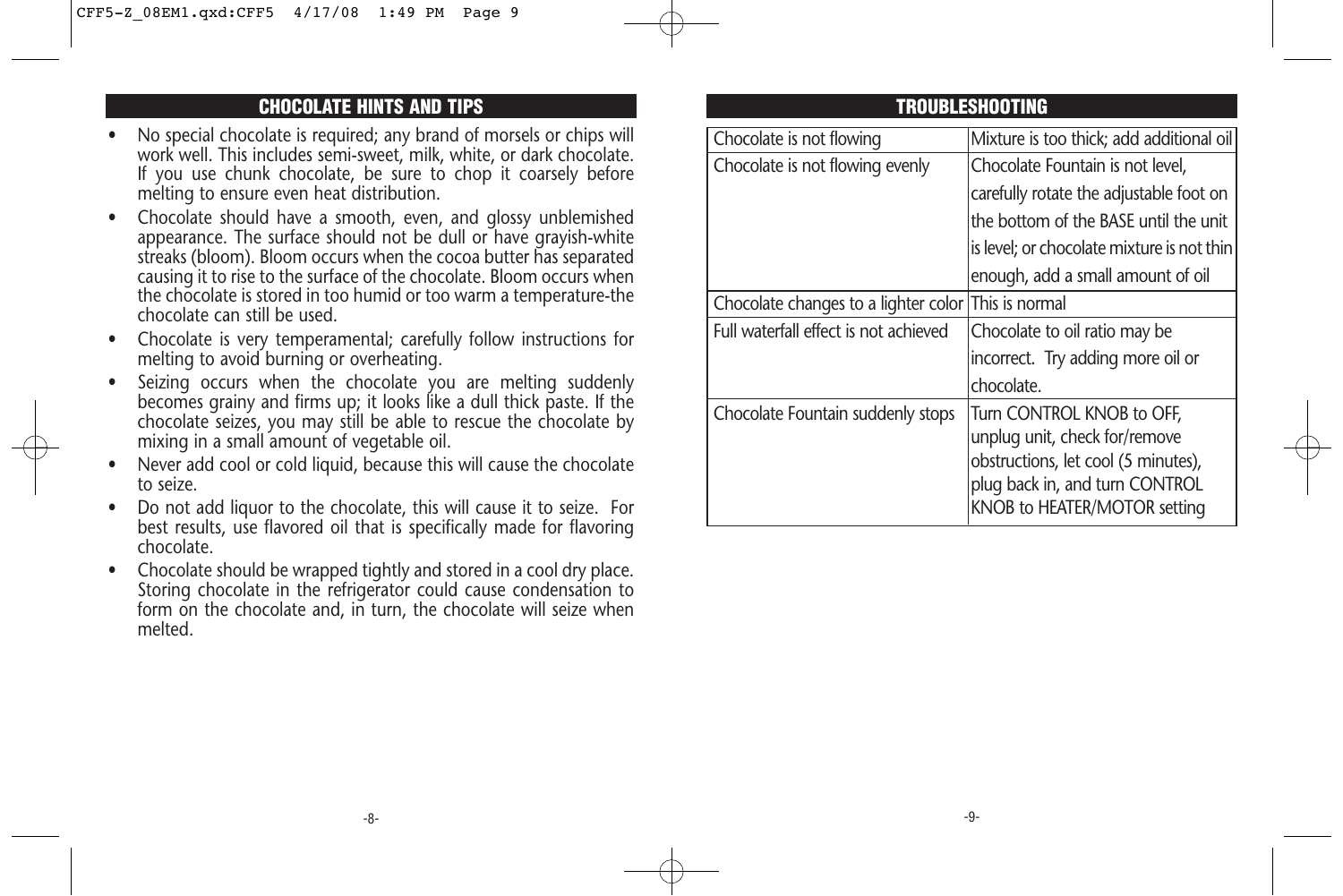## CHOCOLATE HINTS AND TIPS

- No special chocolate is required; any brand of morsels or chips will work well. This includes semi-sweet, milk, white, or dark chocolate. If you use chunk chocolate, be sure to chop it coarsely before melting to ensure even heat distribution.
- Chocolate should have a smooth, even, and glossy unblemished appearance. The surface should not be dull or have grayish-white streaks (bloom). Bloom occurs when the cocoa butter has separated causing it to rise to the surface of the chocolate. Bloom occurs when the chocolate is stored in too humid or too warm a temperature-the chocolate can still be used.
- Chocolate is very temperamental; carefully follow instructions for melting to avoid burning or overheating.
- Seizing occurs when the chocolate you are melting suddenly becomes grainy and firms up; it looks like a dull thick paste. If the chocolate seizes, you may still be able to rescue the chocolate by mixing in a small amount of vegetable oil.
- Never add cool or cold liquid, because this will cause the chocolate to seize.
- Do not add liquor to the chocolate, this will cause it to seize. For best results, use flavored oil that is specifically made for flavoring chocolate.
- Chocolate should be wrapped tightly and stored in a cool dry place. Storing chocolate in the refrigerator could cause condensation to form on the chocolate and, in turn, the chocolate will seize when melted.

## TROUBLESHOOTING

| Problem | Solution |
|---|---|
| Chocolate is not flowing | Mixture is too thick; add additional oil |
| Chocolate is not flowing evenly | Chocolate Fountain is not level, carefully rotate the adjustable foot on the bottom of the BASE until the unit is level; or chocolate mixture is not thin enough, add a small amount of oil |
| Chocolate changes to a lighter color | This is normal |
| Full waterfall effect is not achieved | Chocolate to oil ratio may be incorrect. Try adding more oil or chocolate. |
| Chocolate Fountain suddenly stops | Turn CONTROL KNOB to OFF, unplug unit, check for/remove obstructions, let cool (5 minutes), plug back in, and turn CONTROL KNOB to HEATER/MOTOR setting |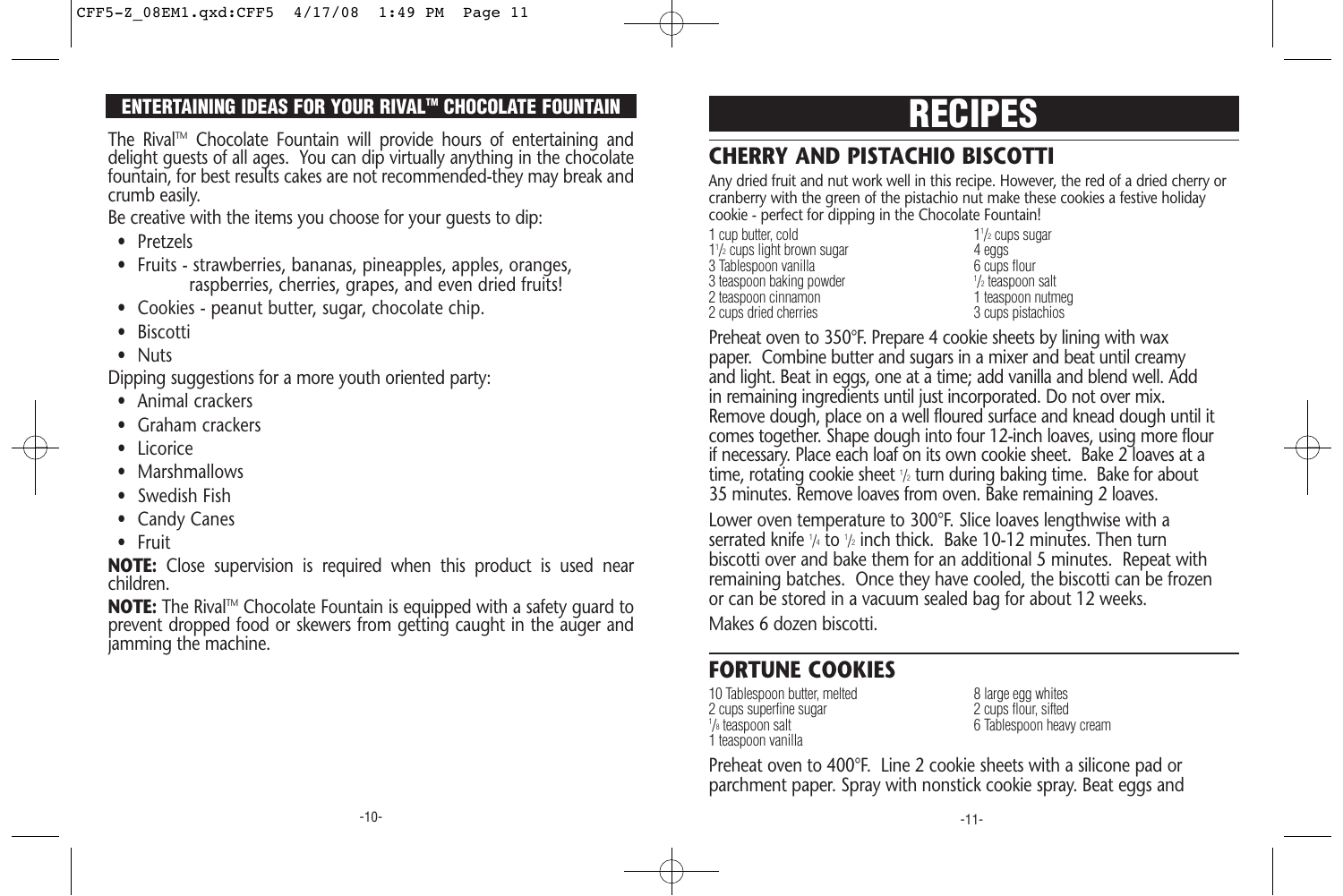## ENTERTAINING IDEAS FOR YOUR RIVAL™ CHOCOLATE FOUNTAIN

The Rival™ Chocolate Fountain will provide hours of entertaining and delight guests of all ages. You can dip virtually anything in the chocolate fountain, for best results cakes are not recommended-they may break and crumb easily.

Be creative with the items you choose for your guests to dip:

- Pretzels
- Fruits - strawberries, bananas, pineapples, apples, oranges, raspberries, cherries, grapes, and even dried fruits!
- Cookies - peanut butter, sugar, chocolate chip.
- Biscotti
- Nuts

Dipping suggestions for a more youth oriented party:

- Animal crackers
- Graham crackers
- Licorice
- Marshmallows
- Swedish Fish
- Candy Canes
- Fruit

**NOTE:** Close supervision is required when this product is used near children.

**NOTE:** The Rival™ Chocolate Fountain is equipped with a safety guard to prevent dropped food or skewers from getting caught in the auger and jamming the machine.

# RECIPES

## CHERRY AND PISTACHIO BISCOTTI

Any dried fruit and nut work well in this recipe. However, the red of a dried cherry or cranberry with the green of the pistachio nut make these cookies a festive holiday cookie - perfect for dipping in the Chocolate Fountain!

1 cup butter, cold
1½ cups light brown sugar
3 Tablespoon vanilla
3 teaspoon baking powder
2 teaspoon cinnamon
2 cups dried cherries
1½ cups sugar
4 eggs
6 cups flour
½ teaspoon salt
1 teaspoon nutmeg
3 cups pistachios

Preheat oven to 350°F. Prepare 4 cookie sheets by lining with wax paper. Combine butter and sugars in a mixer and beat until creamy and light. Beat in eggs, one at a time; add vanilla and blend well. Add in remaining ingredients until just incorporated. Do not over mix. Remove dough, place on a well floured surface and knead dough until it comes together. Shape dough into four 12-inch loaves, using more flour if necessary. Place each loaf on its own cookie sheet. Bake 2 loaves at a time, rotating cookie sheet ½ turn during baking time. Bake for about 35 minutes. Remove loaves from oven. Bake remaining 2 loaves.

Lower oven temperature to 300°F. Slice loaves lengthwise with a serrated knife ¼ to ½ inch thick. Bake 10-12 minutes. Then turn biscotti over and bake them for an additional 5 minutes. Repeat with remaining batches. Once they have cooled, the biscotti can be frozen or can be stored in a vacuum sealed bag for about 12 weeks.

Makes 6 dozen biscotti.

## FORTUNE COOKIES

10 Tablespoon butter, melted
2 cups superfine sugar
⅛ teaspoon salt
1 teaspoon vanilla
8 large egg whites
2 cups flour, sifted
6 Tablespoon heavy cream

Preheat oven to 400°F. Line 2 cookie sheets with a silicone pad or parchment paper. Spray with nonstick cookie spray. Beat eggs and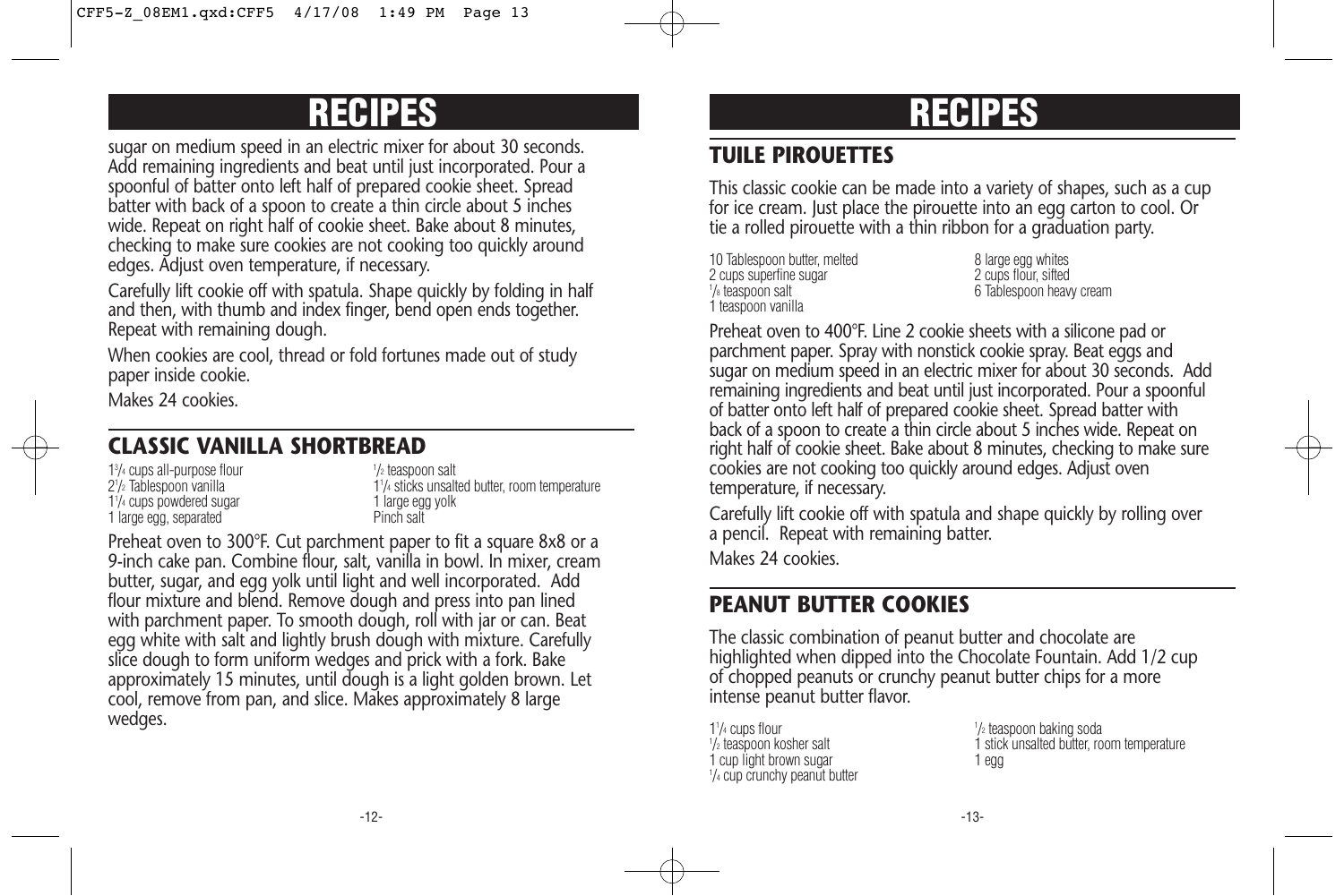# RECIPES

sugar on medium speed in an electric mixer for about 30 seconds. Add remaining ingredients and beat until just incorporated. Pour a spoonful of batter onto left half of prepared cookie sheet. Spread batter with back of a spoon to create a thin circle about 5 inches wide. Repeat on right half of cookie sheet. Bake about 8 minutes, checking to make sure cookies are not cooking too quickly around edges. Adjust oven temperature, if necessary.

Carefully lift cookie off with spatula. Shape quickly by folding in half and then, with thumb and index finger, bend open ends together. Repeat with remaining dough.

When cookies are cool, thread or fold fortunes made out of study paper inside cookie.

Makes 24 cookies.

## CLASSIC VANILLA SHORTBREAD

1 3/4 cups all-purpose flour
2 1/2 Tablespoon vanilla
1 1/4 cups powdered sugar
1 large egg, separated
1/2 teaspoon salt
1 1/4 sticks unsalted butter, room temperature
1 large egg yolk
Pinch salt

Preheat oven to 300°F. Cut parchment paper to fit a square 8x8 or a 9-inch cake pan. Combine flour, salt, vanilla in bowl. In mixer, cream butter, sugar, and egg yolk until light and well incorporated. Add flour mixture and blend. Remove dough and press into pan lined with parchment paper. To smooth dough, roll with jar or can. Beat egg white with salt and lightly brush dough with mixture. Carefully slice dough to form uniform wedges and prick with a fork. Bake approximately 15 minutes, until dough is a light golden brown. Let cool, remove from pan, and slice. Makes approximately 8 large wedges.

# RECIPES

## TUILE PIROUETTES

This classic cookie can be made into a variety of shapes, such as a cup for ice cream. Just place the pirouette into an egg carton to cool. Or tie a rolled pirouette with a thin ribbon for a graduation party.

10 Tablespoon butter, melted
2 cups superfine sugar
1/8 teaspoon salt
1 teaspoon vanilla
8 large egg whites
2 cups flour, sifted
6 Tablespoon heavy cream

Preheat oven to 400°F. Line 2 cookie sheets with a silicone pad or parchment paper. Spray with nonstick cookie spray. Beat eggs and sugar on medium speed in an electric mixer for about 30 seconds. Add remaining ingredients and beat until just incorporated. Pour a spoonful of batter onto left half of prepared cookie sheet. Spread batter with back of a spoon to create a thin circle about 5 inches wide. Repeat on right half of cookie sheet. Bake about 8 minutes, checking to make sure cookies are not cooking too quickly around edges. Adjust oven temperature, if necessary.

Carefully lift cookie off with spatula and shape quickly by rolling over a pencil. Repeat with remaining batter.

Makes 24 cookies.

## PEANUT BUTTER COOKIES

The classic combination of peanut butter and chocolate are highlighted when dipped into the Chocolate Fountain. Add 1/2 cup of chopped peanuts or crunchy peanut butter chips for a more intense peanut butter flavor.

1 1/4 cups flour
1/2 teaspoon kosher salt
1 cup light brown sugar
1/4 cup crunchy peanut butter
1/2 teaspoon baking soda
1 stick unsalted butter, room temperature
1 egg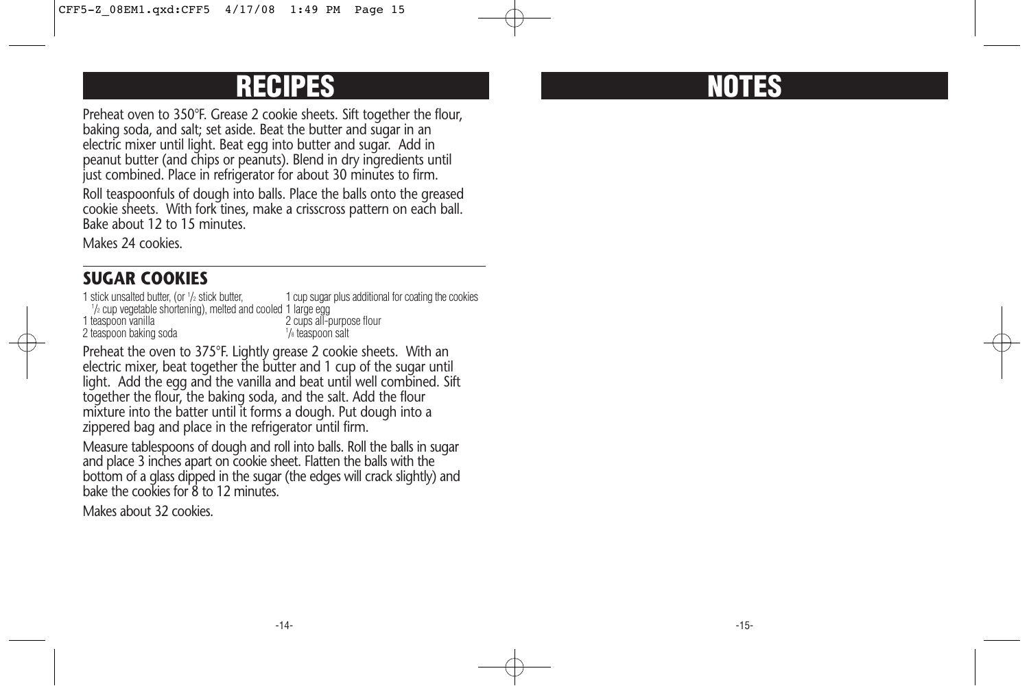// RECIPES

Preheat oven to 350°F. Grease 2 cookie sheets. Sift together the flour, baking soda, and salt; set aside. Beat the butter and sugar in an electric mixer until light. Beat egg into butter and sugar. Add in peanut butter (and chips or peanuts). Blend in dry ingredients until just combined. Place in refrigerator for about 30 minutes to firm.

Roll teaspoonfuls of dough into balls. Place the balls onto the greased cookie sheets. With fork tines, make a crisscross pattern on each ball. Bake about 12 to 15 minutes.

Makes 24 cookies.

## SUGAR COOKIES

- 1 stick unsalted butter, (or 1/2 stick butter, 1/2 cup vegetable shortening), melted and cooled
- 1 teaspoon vanilla
- 2 teaspoon baking soda
- 1 cup sugar plus additional for coating the cookies
- 1 large egg
- 2 cups all-purpose flour
- 1/8 teaspoon salt

Preheat the oven to 375°F. Lightly grease 2 cookie sheets. With an electric mixer, beat together the butter and 1 cup of the sugar until light. Add the egg and the vanilla and beat until well combined. Sift together the flour, the baking soda, and the salt. Add the flour mixture into the batter until it forms a dough. Put dough into a zippered bag and place in the refrigerator until firm.

Measure tablespoons of dough and roll into balls. Roll the balls in sugar and place 3 inches apart on cookie sheet. Flatten the balls with the bottom of a glass dipped in the sugar (the edges will crack slightly) and bake the cookies for 8 to 12 minutes.

Makes about 32 cookies.

# NOTES